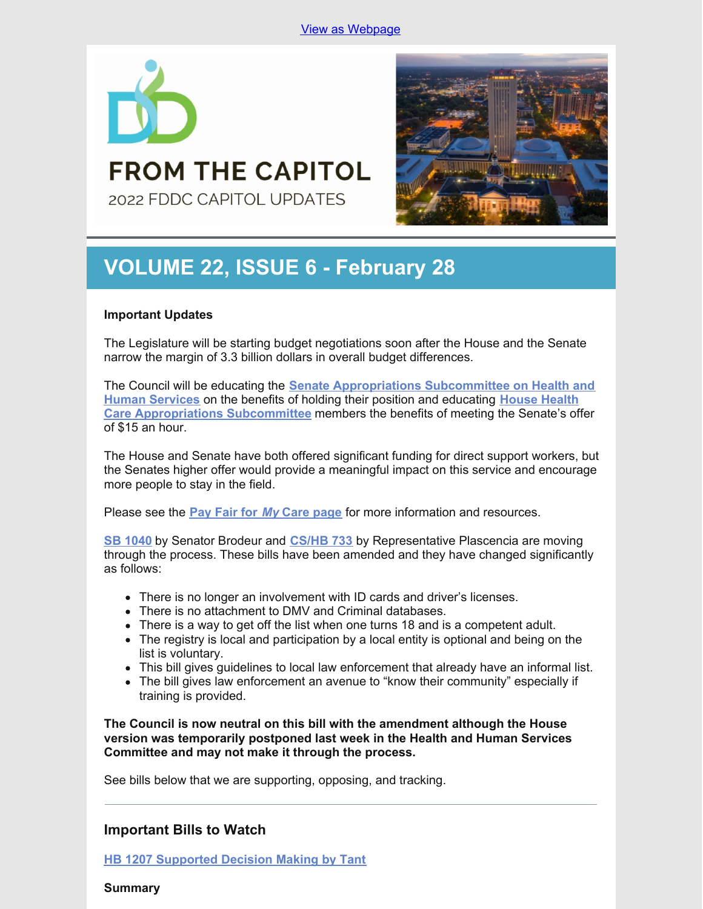View as Webpage

# FROM THE CAPITOL

2022 FDDC CAPITOL UPDATES

## VOLUME 22, ISSUE 6 - February 28

**Important Updates**

The Legislature will be starting budget negotiations soon after the House and the Senate narrow the margin of 3.3 billion dollars in overall budget differences.

The Council will be educating the **Senate Appropriations Subcommittee on Health and Human Services** on the benefits of holding their position and educating **House Health Care Appropriations Subcommittee** members the benefits of meeting the Senate's offer of $15 an hour.

The House and Senate have both offered significant funding for direct support workers, but the Senates higher offer would provide a meaningful impact on this service and encourage more people to stay in the field.

Please see the **Pay Fair for *My* Care page** for more information and resources.

**SB 1040** by Senator Brodeur and **CS/HB 733** by Representative Plascencia are moving through the process. These bills have been amended and they have changed significantly as follows:

- There is no longer an involvement with ID cards and driver's licenses.
- There is no attachment to DMV and Criminal databases.
- There is a way to get off the list when one turns 18 and is a competent adult.
- The registry is local and participation by a local entity is optional and being on the list is voluntary.
- This bill gives guidelines to local law enforcement that already have an informal list.
- The bill gives law enforcement an avenue to "know their community" especially if training is provided.

**The Council is now neutral on this bill with the amendment although the House version was temporarily postponed last week in the Health and Human Services Committee and may not make it through the process.**

See bills below that we are supporting, opposing, and tracking.

---

### Important Bills to Watch

**HB 1207 Supported Decision Making by Tant**

**Summary**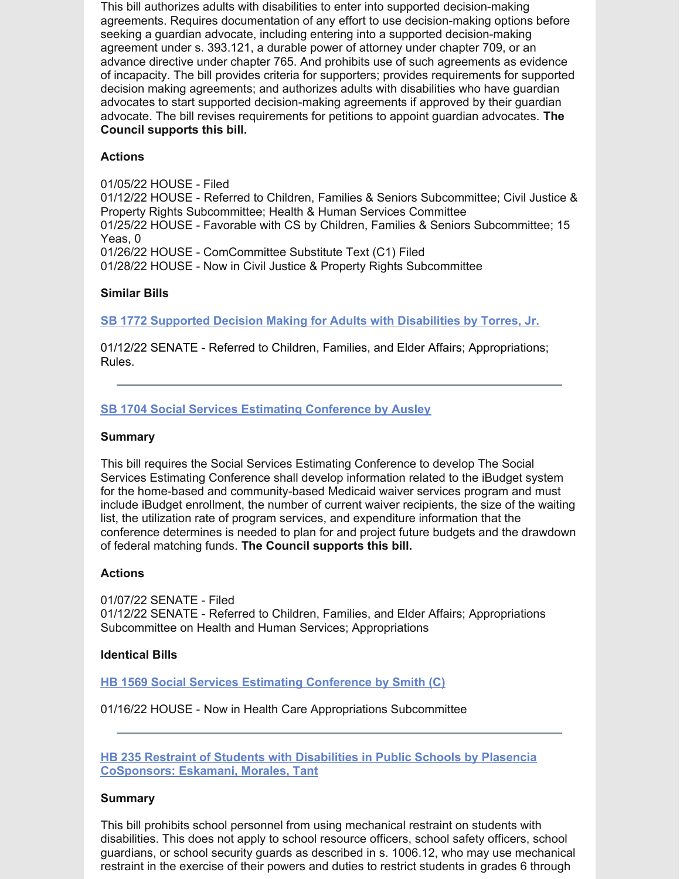This bill authorizes adults with disabilities to enter into supported decision-making agreements. Requires documentation of any effort to use decision-making options before seeking a guardian advocate, including entering into a supported decision-making agreement under s. 393.121, a durable power of attorney under chapter 709, or an advance directive under chapter 765. And prohibits use of such agreements as evidence of incapacity. The bill provides criteria for supporters; provides requirements for supported decision making agreements; and authorizes adults with disabilities who have guardian advocates to start supported decision-making agreements if approved by their guardian advocate. The bill revises requirements for petitions to appoint guardian advocates. **The Council supports this bill.**

**Actions**

01/05/22 HOUSE - Filed
01/12/22 HOUSE - Referred to Children, Families & Seniors Subcommittee; Civil Justice & Property Rights Subcommittee; Health & Human Services Committee
01/25/22 HOUSE - Favorable with CS by Children, Families & Seniors Subcommittee; 15 Yeas, 0
01/26/22 HOUSE - ComCommittee Substitute Text (C1) Filed
01/28/22 HOUSE - Now in Civil Justice & Property Rights Subcommittee

**Similar Bills**

**SB 1772 Supported Decision Making for Adults with Disabilities by Torres, Jr.**

01/12/22 SENATE - Referred to Children, Families, and Elder Affairs; Appropriations; Rules.

---

**SB 1704 Social Services Estimating Conference by Ausley**

**Summary**

This bill requires the Social Services Estimating Conference to develop The Social Services Estimating Conference shall develop information related to the iBudget system for the home-based and community-based Medicaid waiver services program and must include iBudget enrollment, the number of current waiver recipients, the size of the waiting list, the utilization rate of program services, and expenditure information that the conference determines is needed to plan for and project future budgets and the drawdown of federal matching funds. **The Council supports this bill.**

**Actions**

01/07/22 SENATE - Filed
01/12/22 SENATE - Referred to Children, Families, and Elder Affairs; Appropriations Subcommittee on Health and Human Services; Appropriations

**Identical Bills**

**HB 1569 Social Services Estimating Conference by Smith (C)**

01/16/22 HOUSE - Now in Health Care Appropriations Subcommittee

---

**HB 235 Restraint of Students with Disabilities in Public Schools by Plasencia CoSponsors: Eskamani, Morales, Tant**

**Summary**

This bill prohibits school personnel from using mechanical restraint on students with disabilities. This does not apply to school resource officers, school safety officers, school guardians, or school security guards as described in s. 1006.12, who may use mechanical restraint in the exercise of their powers and duties to restrict students in grades 6 through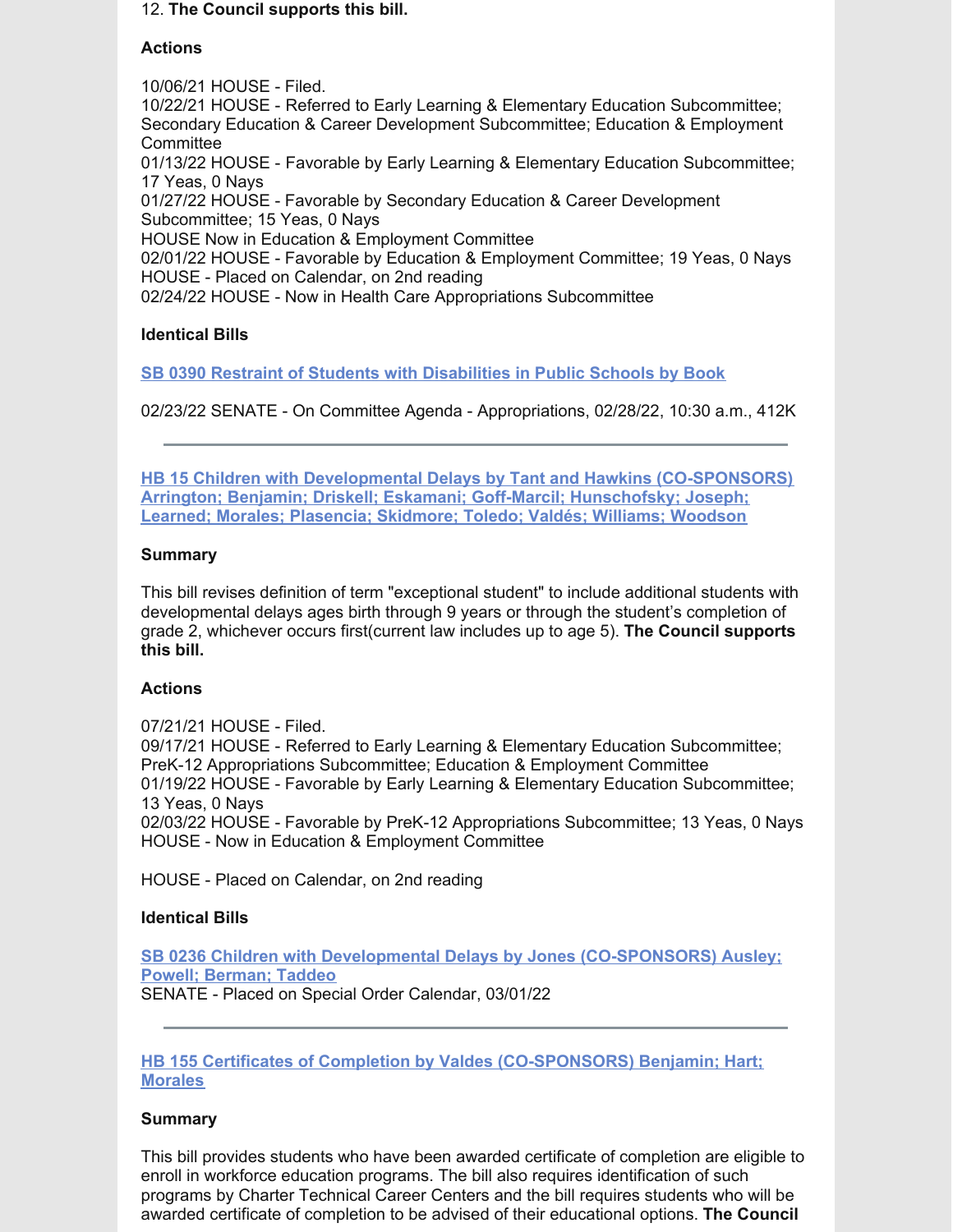12. **The Council supports this bill.**

**Actions**

10/06/21 HOUSE - Filed.
10/22/21 HOUSE - Referred to Early Learning & Elementary Education Subcommittee; Secondary Education & Career Development Subcommittee; Education & Employment Committee
01/13/22 HOUSE - Favorable by Early Learning & Elementary Education Subcommittee; 17 Yeas, 0 Nays
01/27/22 HOUSE - Favorable by Secondary Education & Career Development Subcommittee; 15 Yeas, 0 Nays
HOUSE Now in Education & Employment Committee
02/01/22 HOUSE - Favorable by Education & Employment Committee; 19 Yeas, 0 Nays
HOUSE - Placed on Calendar, on 2nd reading
02/24/22 HOUSE - Now in Health Care Appropriations Subcommittee

**Identical Bills**

**SB 0390 Restraint of Students with Disabilities in Public Schools by Book**

02/23/22 SENATE - On Committee Agenda - Appropriations, 02/28/22, 10:30 a.m., 412K

---

**HB 15 Children with Developmental Delays by Tant and Hawkins (CO-SPONSORS) Arrington; Benjamin; Driskell; Eskamani; Goff-Marcil; Hunschofsky; Joseph; Learned; Morales; Plasencia; Skidmore; Toledo; Valdés; Williams; Woodson**

**Summary**

This bill revises definition of term "exceptional student" to include additional students with developmental delays ages birth through 9 years or through the student's completion of grade 2, whichever occurs first(current law includes up to age 5). **The Council supports this bill.**

**Actions**

07/21/21 HOUSE - Filed.
09/17/21 HOUSE - Referred to Early Learning & Elementary Education Subcommittee; PreK-12 Appropriations Subcommittee; Education & Employment Committee
01/19/22 HOUSE - Favorable by Early Learning & Elementary Education Subcommittee; 13 Yeas, 0 Nays
02/03/22 HOUSE - Favorable by PreK-12 Appropriations Subcommittee; 13 Yeas, 0 Nays
HOUSE - Now in Education & Employment Committee

HOUSE - Placed on Calendar, on 2nd reading

**Identical Bills**

**SB 0236 Children with Developmental Delays by Jones (CO-SPONSORS) Ausley; Powell; Berman; Taddeo**
SENATE - Placed on Special Order Calendar, 03/01/22

---

**HB 155 Certificates of Completion by Valdes (CO-SPONSORS) Benjamin; Hart; Morales**

**Summary**

This bill provides students who have been awarded certificate of completion are eligible to enroll in workforce education programs. The bill also requires identification of such programs by Charter Technical Career Centers and the bill requires students who will be awarded certificate of completion to be advised of their educational options. **The Council**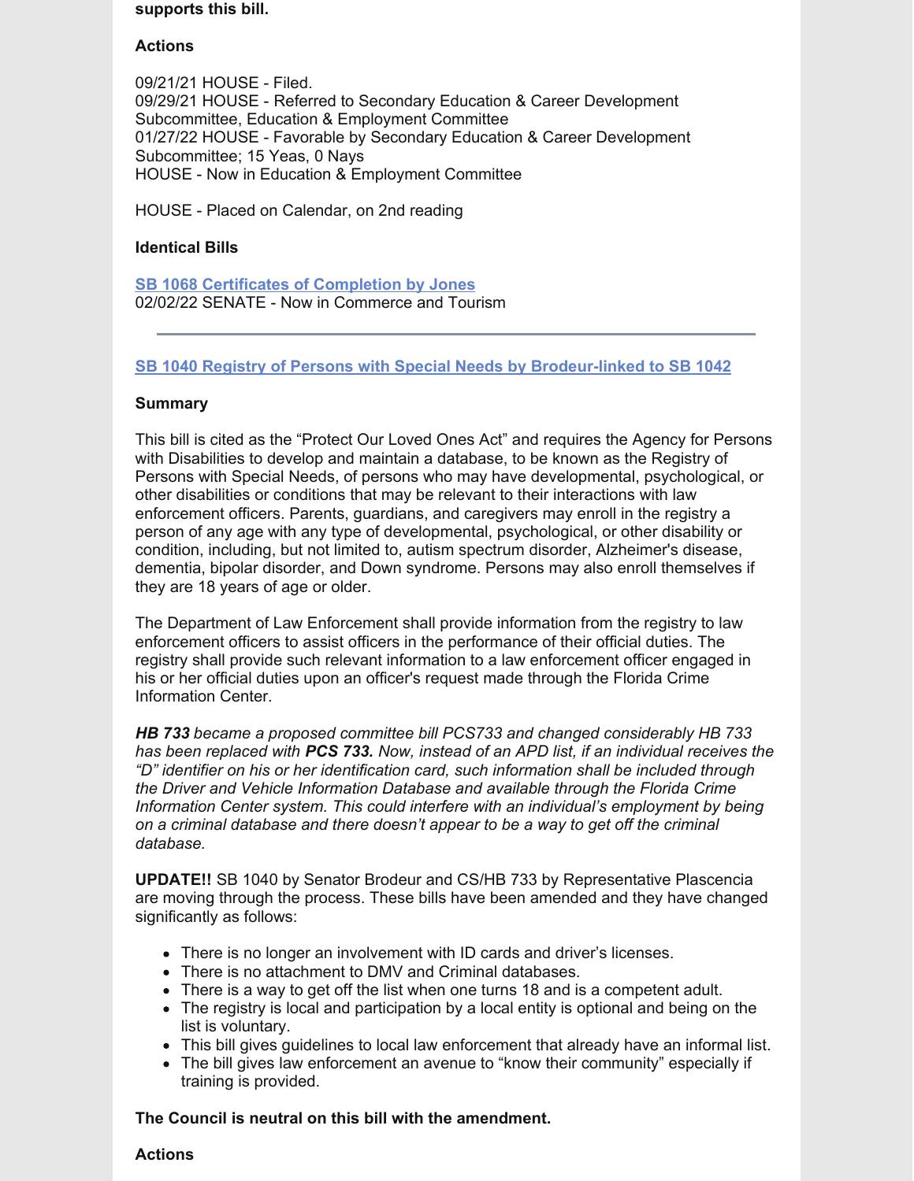**supports this bill.**

**Actions**

09/21/21 HOUSE - Filed.
09/29/21 HOUSE - Referred to Secondary Education & Career Development Subcommittee, Education & Employment Committee
01/27/22 HOUSE - Favorable by Secondary Education & Career Development Subcommittee; 15 Yeas, 0 Nays
HOUSE - Now in Education & Employment Committee

HOUSE - Placed on Calendar, on 2nd reading

**Identical Bills**

**SB 1068 Certificates of Completion by Jones**
02/02/22 SENATE - Now in Commerce and Tourism

---

**SB 1040 Registry of Persons with Special Needs by Brodeur-linked to SB 1042**

**Summary**

This bill is cited as the "Protect Our Loved Ones Act" and requires the Agency for Persons with Disabilities to develop and maintain a database, to be known as the Registry of Persons with Special Needs, of persons who may have developmental, psychological, or other disabilities or conditions that may be relevant to their interactions with law enforcement officers. Parents, guardians, and caregivers may enroll in the registry a person of any age with any type of developmental, psychological, or other disability or condition, including, but not limited to, autism spectrum disorder, Alzheimer's disease, dementia, bipolar disorder, and Down syndrome. Persons may also enroll themselves if they are 18 years of age or older.

The Department of Law Enforcement shall provide information from the registry to law enforcement officers to assist officers in the performance of their official duties. The registry shall provide such relevant information to a law enforcement officer engaged in his or her official duties upon an officer's request made through the Florida Crime Information Center.

***HB 733** became a proposed committee bill PCS733 and changed considerably HB 733 has been replaced with **PCS 733.** Now, instead of an APD list, if an individual receives the "D" identifier on his or her identification card, such information shall be included through the Driver and Vehicle Information Database and available through the Florida Crime Information Center system. This could interfere with an individual's employment by being on a criminal database and there doesn't appear to be a way to get off the criminal database.*

**UPDATE!!** SB 1040 by Senator Brodeur and CS/HB 733 by Representative Plascencia are moving through the process. These bills have been amended and they have changed significantly as follows:

- There is no longer an involvement with ID cards and driver's licenses.
- There is no attachment to DMV and Criminal databases.
- There is a way to get off the list when one turns 18 and is a competent adult.
- The registry is local and participation by a local entity is optional and being on the list is voluntary.
- This bill gives guidelines to local law enforcement that already have an informal list.
- The bill gives law enforcement an avenue to "know their community" especially if training is provided.

**The Council is neutral on this bill with the amendment.**

**Actions**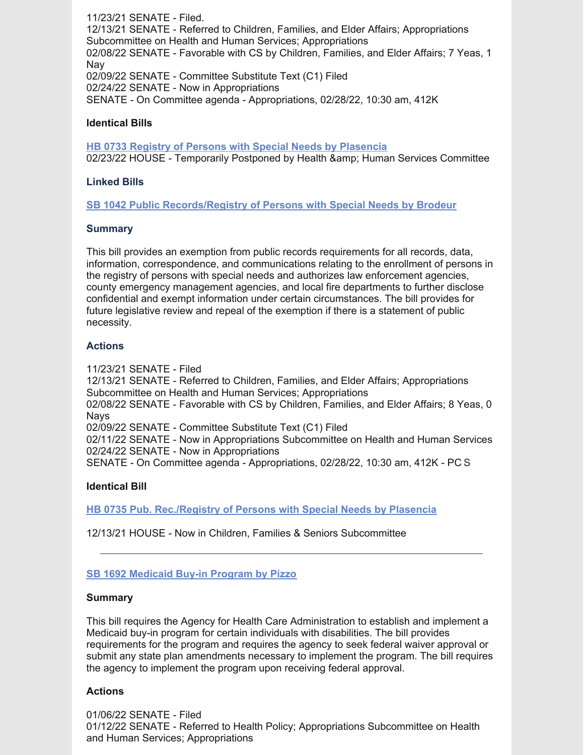11/23/21 SENATE - Filed.
12/13/21 SENATE - Referred to Children, Families, and Elder Affairs; Appropriations Subcommittee on Health and Human Services; Appropriations
02/08/22 SENATE - Favorable with CS by Children, Families, and Elder Affairs; 7 Yeas, 1 Nay
02/09/22 SENATE - Committee Substitute Text (C1) Filed
02/24/22 SENATE - Now in Appropriations
SENATE - On Committee agenda - Appropriations, 02/28/22, 10:30 am, 412K

**Identical Bills**

**HB 0733 Registry of Persons with Special Needs by Plasencia**
02/23/22 HOUSE - Temporarily Postponed by Health &amp; Human Services Committee

**Linked Bills**

**SB 1042 Public Records/Registry of Persons with Special Needs by Brodeur**

**Summary**

This bill provides an exemption from public records requirements for all records, data, information, correspondence, and communications relating to the enrollment of persons in the registry of persons with special needs and authorizes law enforcement agencies, county emergency management agencies, and local fire departments to further disclose confidential and exempt information under certain circumstances. The bill provides for future legislative review and repeal of the exemption if there is a statement of public necessity.

**Actions**

11/23/21 SENATE - Filed
12/13/21 SENATE - Referred to Children, Families, and Elder Affairs; Appropriations Subcommittee on Health and Human Services; Appropriations
02/08/22 SENATE - Favorable with CS by Children, Families, and Elder Affairs; 8 Yeas, 0 Nays
02/09/22 SENATE - Committee Substitute Text (C1) Filed
02/11/22 SENATE - Now in Appropriations Subcommittee on Health and Human Services
02/24/22 SENATE - Now in Appropriations
SENATE - On Committee agenda - Appropriations, 02/28/22, 10:30 am, 412K - PC S

**Identical Bill**

**HB 0735 Pub. Rec./Registry of Persons with Special Needs by Plasencia**

12/13/21 HOUSE - Now in Children, Families & Seniors Subcommittee

---

**SB 1692 Medicaid Buy-in Program by Pizzo**

**Summary**

This bill requires the Agency for Health Care Administration to establish and implement a Medicaid buy-in program for certain individuals with disabilities. The bill provides requirements for the program and requires the agency to seek federal waiver approval or submit any state plan amendments necessary to implement the program. The bill requires the agency to implement the program upon receiving federal approval.

**Actions**

01/06/22 SENATE - Filed
01/12/22 SENATE - Referred to Health Policy; Appropriations Subcommittee on Health and Human Services; Appropriations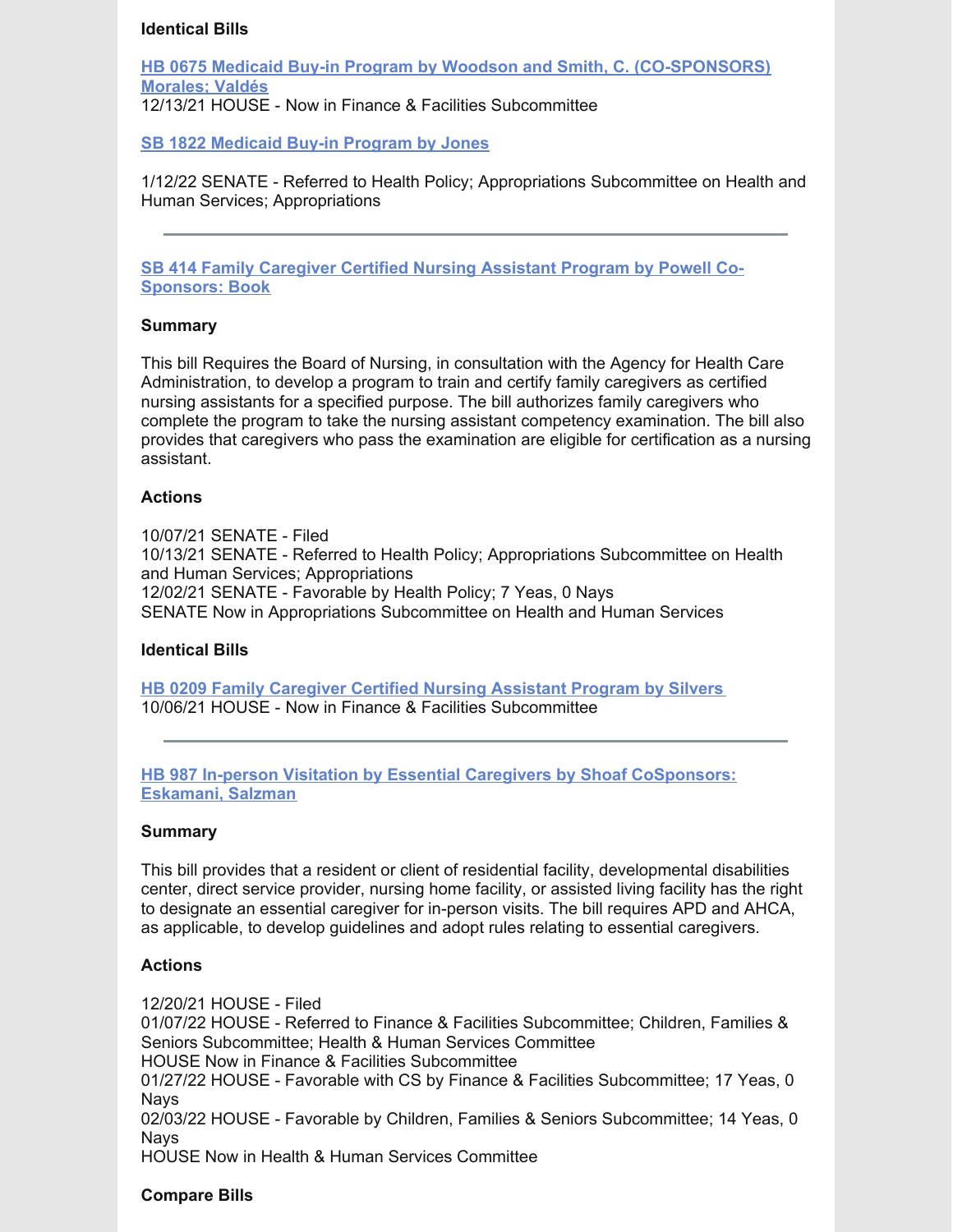**Identical Bills**

**HB 0675 Medicaid Buy-in Program by Woodson and Smith, C. (CO-SPONSORS) Morales; Valdés**
12/13/21 HOUSE - Now in Finance & Facilities Subcommittee

**SB 1822 Medicaid Buy-in Program by Jones**

1/12/22 SENATE - Referred to Health Policy; Appropriations Subcommittee on Health and Human Services; Appropriations

---

**SB 414 Family Caregiver Certified Nursing Assistant Program by Powell Co-Sponsors: Book**

**Summary**

This bill Requires the Board of Nursing, in consultation with the Agency for Health Care Administration, to develop a program to train and certify family caregivers as certified nursing assistants for a specified purpose. The bill authorizes family caregivers who complete the program to take the nursing assistant competency examination. The bill also provides that caregivers who pass the examination are eligible for certification as a nursing assistant.

**Actions**

10/07/21 SENATE - Filed
10/13/21 SENATE - Referred to Health Policy; Appropriations Subcommittee on Health and Human Services; Appropriations
12/02/21 SENATE - Favorable by Health Policy; 7 Yeas, 0 Nays
SENATE Now in Appropriations Subcommittee on Health and Human Services

**Identical Bills**

**HB 0209 Family Caregiver Certified Nursing Assistant Program by Silvers**
10/06/21 HOUSE - Now in Finance & Facilities Subcommittee

---

**HB 987 In-person Visitation by Essential Caregivers by Shoaf CoSponsors: Eskamani, Salzman**

**Summary**

This bill provides that a resident or client of residential facility, developmental disabilities center, direct service provider, nursing home facility, or assisted living facility has the right to designate an essential caregiver for in-person visits. The bill requires APD and AHCA, as applicable, to develop guidelines and adopt rules relating to essential caregivers.

**Actions**

12/20/21 HOUSE - Filed
01/07/22 HOUSE - Referred to Finance & Facilities Subcommittee; Children, Families & Seniors Subcommittee; Health & Human Services Committee
HOUSE Now in Finance & Facilities Subcommittee
01/27/22 HOUSE - Favorable with CS by Finance & Facilities Subcommittee; 17 Yeas, 0 Nays
02/03/22 HOUSE - Favorable by Children, Families & Seniors Subcommittee; 14 Yeas, 0 Nays
HOUSE Now in Health & Human Services Committee

**Compare Bills**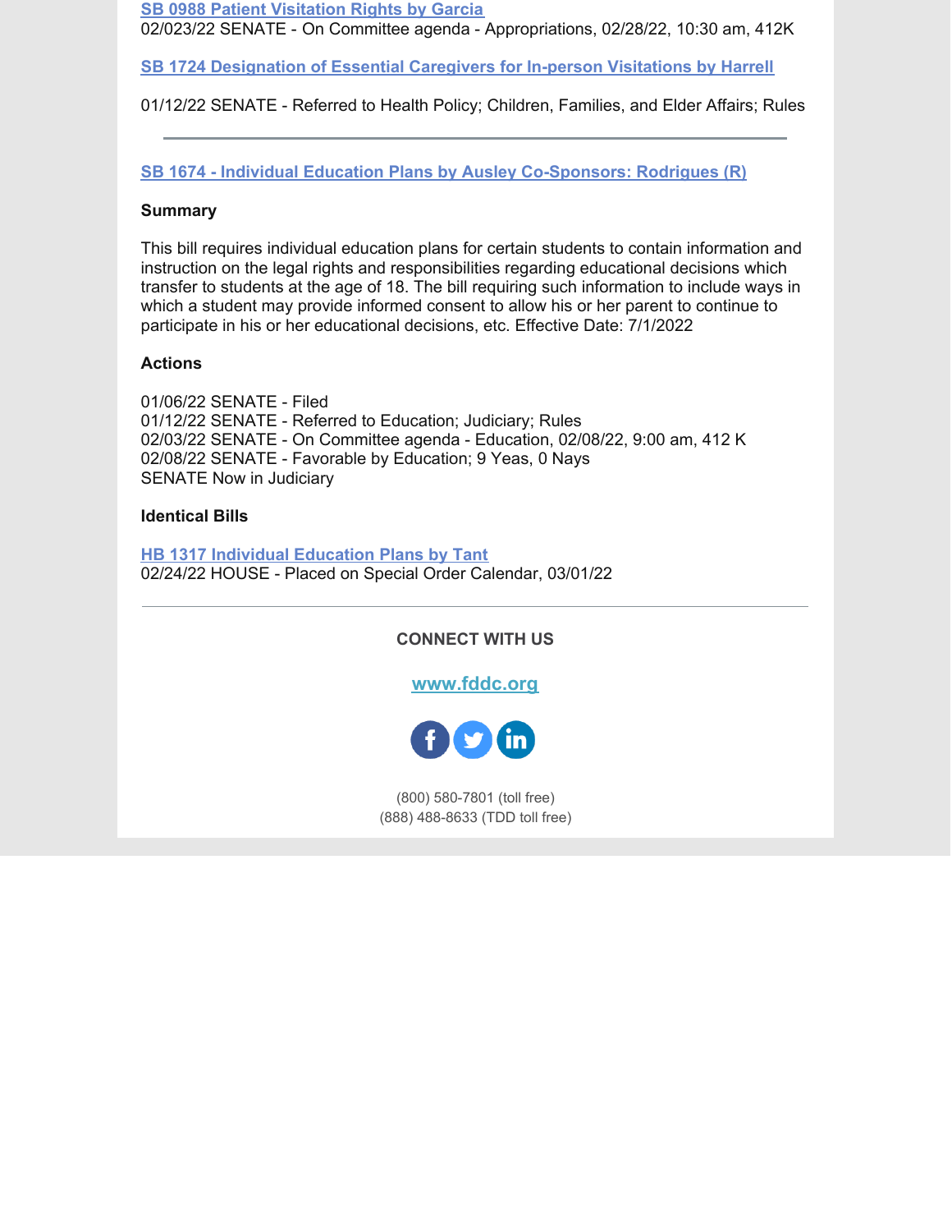**SB 0988 Patient Visitation Rights by Garcia**
02/023/22 SENATE - On Committee agenda - Appropriations, 02/28/22, 10:30 am, 412K

**SB 1724 Designation of Essential Caregivers for In-person Visitations by Harrell**

01/12/22 SENATE - Referred to Health Policy; Children, Families, and Elder Affairs; Rules

---

**SB 1674 - Individual Education Plans by Ausley Co-Sponsors: Rodrigues (R)**

**Summary**

This bill requires individual education plans for certain students to contain information and instruction on the legal rights and responsibilities regarding educational decisions which transfer to students at the age of 18. The bill requiring such information to include ways in which a student may provide informed consent to allow his or her parent to continue to participate in his or her educational decisions, etc. Effective Date: 7/1/2022

**Actions**

01/06/22 SENATE - Filed
01/12/22 SENATE - Referred to Education; Judiciary; Rules
02/03/22 SENATE - On Committee agenda - Education, 02/08/22, 9:00 am, 412 K
02/08/22 SENATE - Favorable by Education; 9 Yeas, 0 Nays
SENATE Now in Judiciary

**Identical Bills**

**HB 1317 Individual Education Plans by Tant**
02/24/22 HOUSE - Placed on Special Order Calendar, 03/01/22

---

**CONNECT WITH US**

**www.fddc.org**

(800) 580-7801 (toll free)
(888) 488-8633 (TDD toll free)